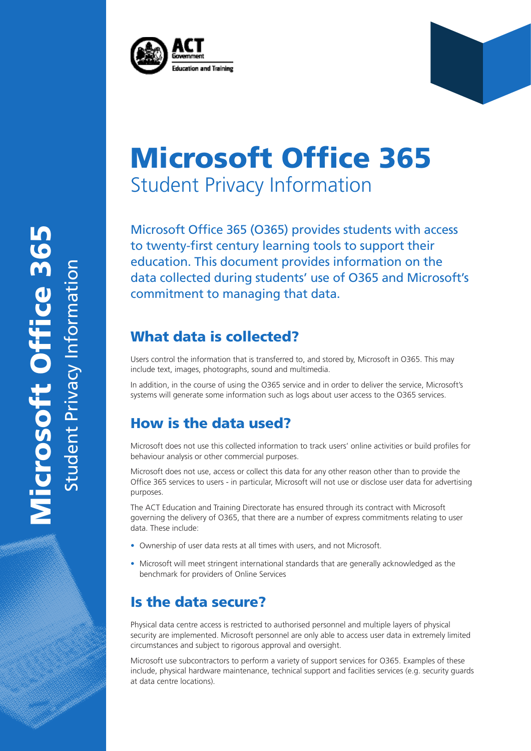# Microsoft Office 365

## Student Privacy Information

Microsoft Office 365 (O365) provides students with access to twenty-first century learning tools to support their education. This document provides information on the data collected during students' use of O365 and Microsoft's commitment to managing that data.

## What data is collected?

Users control the information that is transferred to, and stored by, Microsoft in O365. This may include text, images, photographs, sound and multimedia.

In addition, in the course of using the O365 service and in order to deliver the service, Microsoft's systems will generate some information such as logs about user access to the O365 services.

## How is the data used?

Microsoft does not use this collected information to track users' online activities or build profiles for behaviour analysis or other commercial purposes.

Microsoft does not use, access or collect this data for any other reason other than to provide the Office 365 services to users - in particular, Microsoft will not use or disclose user data for advertising purposes.

The ACT Education and Training Directorate has ensured through its contract with Microsoft governing the delivery of O365, that there are a number of express commitments relating to user data. These include:

- Ownership of user data rests at all times with users, and not Microsoft.
- Microsoft will meet stringent international standards that are generally acknowledged as the benchmark for providers of Online Services

## Is the data secure?

Physical data centre access is restricted to authorised personnel and multiple layers of physical security are implemented. Microsoft personnel are only able to access user data in extremely limited circumstances and subject to rigorous approval and oversight.

Microsoft use subcontractors to perform a variety of support services for O365. Examples of these include, physical hardware maintenance, technical support and facilities services (e.g. security guards at data centre locations).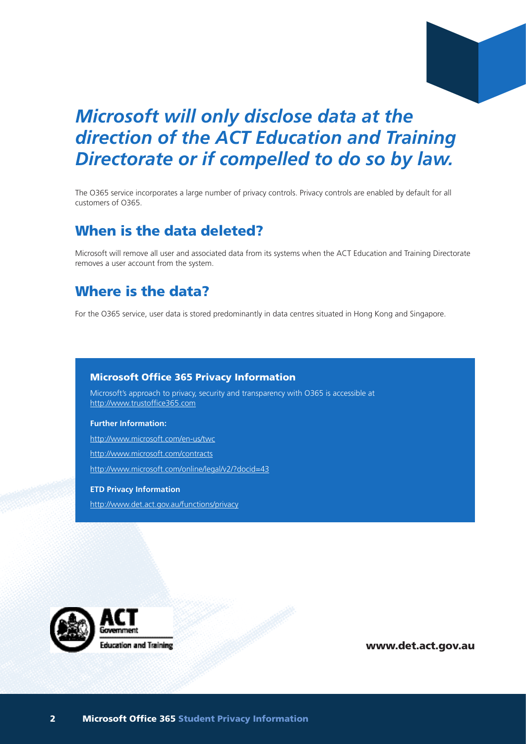# *Microsoft will only disclose data at the direction of the ACT Education and Training Directorate or if compelled to do so by law.*

The O365 service incorporates a large number of privacy controls. Privacy controls are enabled by default for all customers of O365.

## When is the data deleted?

Microsoft will remove all user and associated data from its systems when the ACT Education and Training Directorate removes a user account from the system.

## Where is the data?

For the O365 service, user data is stored predominantly in data centres situated in Hong Kong and Singapore.

### Microsoft Office 365 Privacy Information

Microsoft's approach to privacy, security and transparency with O365 is accessible at http://www.trustoffice365.com

**Further Information:**

http://www.microsoft.com/en-us/twc

http://www.microsoft.com/contracts

http://www.microsoft.com/online/legal/v2/?docid=43

**ETD Privacy Information**

http://www.det.act.gov.au/functions/privacy

ACT Government
Education and Training

**www.det.act.gov.au**